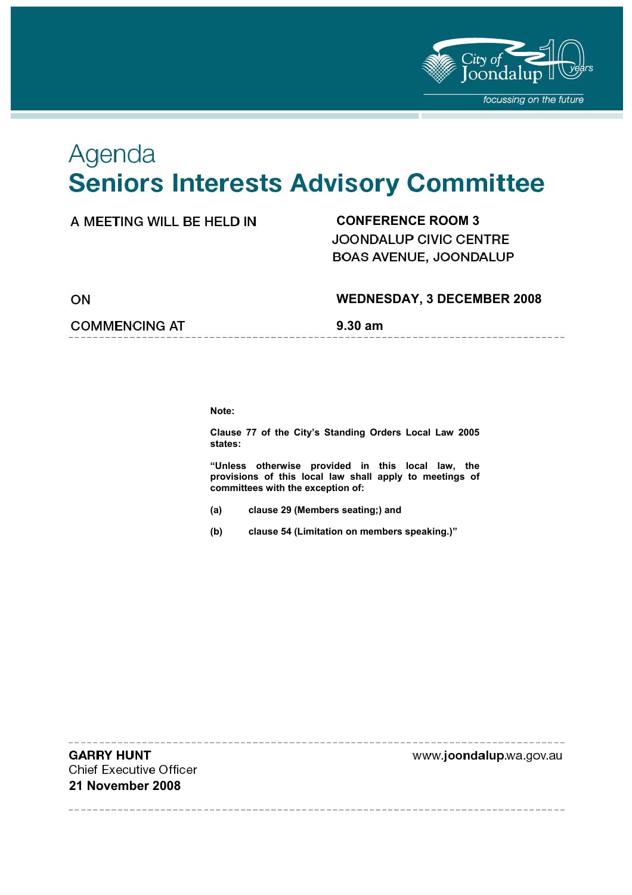# Agenda
# Seniors Interests Advisory Committee

| | |
|---|---|
| A MEETING WILL BE HELD IN | **CONFERENCE ROOM 3**<br>JOONDALUP CIVIC CENTRE<br>BOAS AVENUE, JOONDALUP |
| ON | **WEDNESDAY, 3 DECEMBER 2008** |
| COMMENCING AT | **9.30 am** |

**Note:**

**Clause 77 of the City's Standing Orders Local Law 2005 states:**

**"Unless otherwise provided in this local law, the provisions of this local law shall apply to meetings of committees with the exception of:**

**(a) clause 29 (Members seating;) and**

**(b) clause 54 (Limitation on members speaking.)"**

**GARRY HUNT**
Chief Executive Officer
**21 November 2008**

www.joondalup.wa.gov.au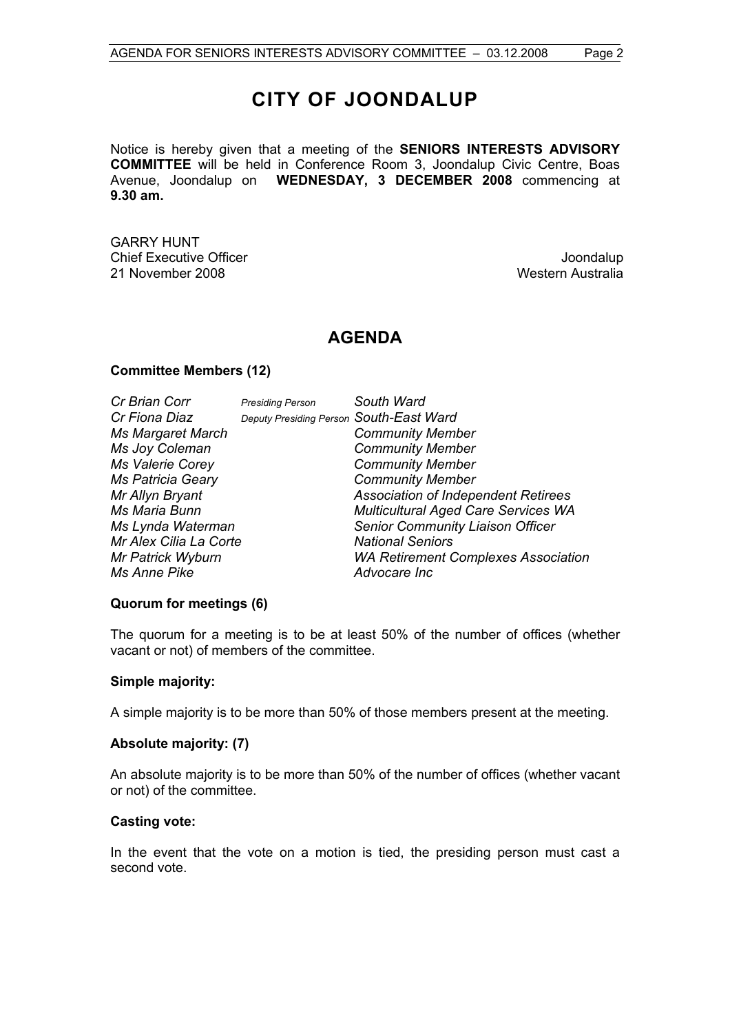# CITY OF JOONDALUP

Notice is hereby given that a meeting of the **SENIORS INTERESTS ADVISORY COMMITTEE** will be held in Conference Room 3, Joondalup Civic Centre, Boas Avenue, Joondalup on **WEDNESDAY, 3 DECEMBER 2008** commencing at **9.30 am.**

GARRY HUNT
Chief Executive Officer
21 November 2008

Joondalup
Western Australia

## AGENDA

**Committee Members (12)**

| | | |
|---|---|---|
| *Cr Brian Corr* | *Presiding Person* | *South Ward* |
| *Cr Fiona Diaz* | *Deputy Presiding Person* | *South-East Ward* |
| *Ms Margaret March* | | *Community Member* |
| *Ms Joy Coleman* | | *Community Member* |
| *Ms Valerie Corey* | | *Community Member* |
| *Ms Patricia Geary* | | *Community Member* |
| *Mr Allyn Bryant* | | *Association of Independent Retirees* |
| *Ms Maria Bunn* | | *Multicultural Aged Care Services WA* |
| *Ms Lynda Waterman* | | *Senior Community Liaison Officer* |
| *Mr Alex Cilia La Corte* | | *National Seniors* |
| *Mr Patrick Wyburn* | | *WA Retirement Complexes Association* |
| *Ms Anne Pike* | | *Advocare Inc* |

**Quorum for meetings (6)**

The quorum for a meeting is to be at least 50% of the number of offices (whether vacant or not) of members of the committee.

**Simple majority:**

A simple majority is to be more than 50% of those members present at the meeting.

**Absolute majority: (7)**

An absolute majority is to be more than 50% of the number of offices (whether vacant or not) of the committee.

**Casting vote:**

In the event that the vote on a motion is tied, the presiding person must cast a second vote.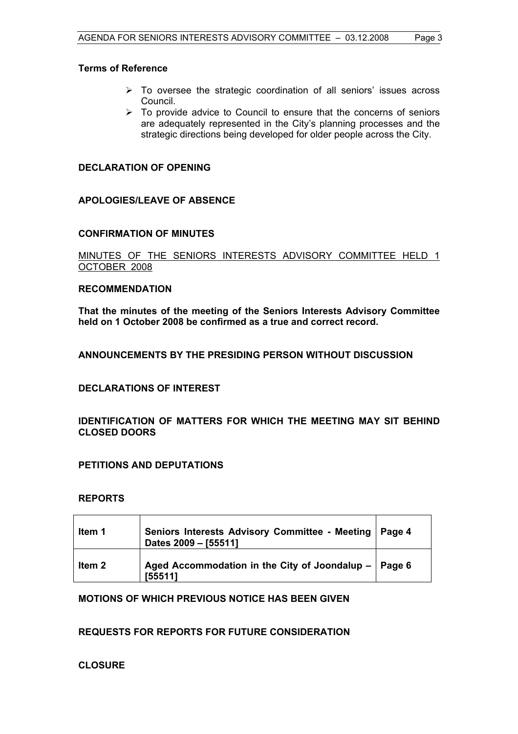**Terms of Reference**

- To oversee the strategic coordination of all seniors' issues across Council.
- To provide advice to Council to ensure that the concerns of seniors are adequately represented in the City's planning processes and the strategic directions being developed for older people across the City.

**DECLARATION OF OPENING**

**APOLOGIES/LEAVE OF ABSENCE**

**CONFIRMATION OF MINUTES**

<u>MINUTES OF THE SENIORS INTERESTS ADVISORY COMMITTEE HELD 1 OCTOBER 2008</u>

**RECOMMENDATION**

**That the minutes of the meeting of the Seniors Interests Advisory Committee held on 1 October 2008 be confirmed as a true and correct record.**

**ANNOUNCEMENTS BY THE PRESIDING PERSON WITHOUT DISCUSSION**

**DECLARATIONS OF INTEREST**

**IDENTIFICATION OF MATTERS FOR WHICH THE MEETING MAY SIT BEHIND CLOSED DOORS**

**PETITIONS AND DEPUTATIONS**

**REPORTS**

| Item | Title | Page |
|---|---|---|
| **Item 1** | **Seniors Interests Advisory Committee - Meeting Dates 2009 – [55511]** | **Page 4** |
| **Item 2** | **Aged Accommodation in the City of Joondalup – [55511]** | **Page 6** |

**MOTIONS OF WHICH PREVIOUS NOTICE HAS BEEN GIVEN**

**REQUESTS FOR REPORTS FOR FUTURE CONSIDERATION**

**CLOSURE**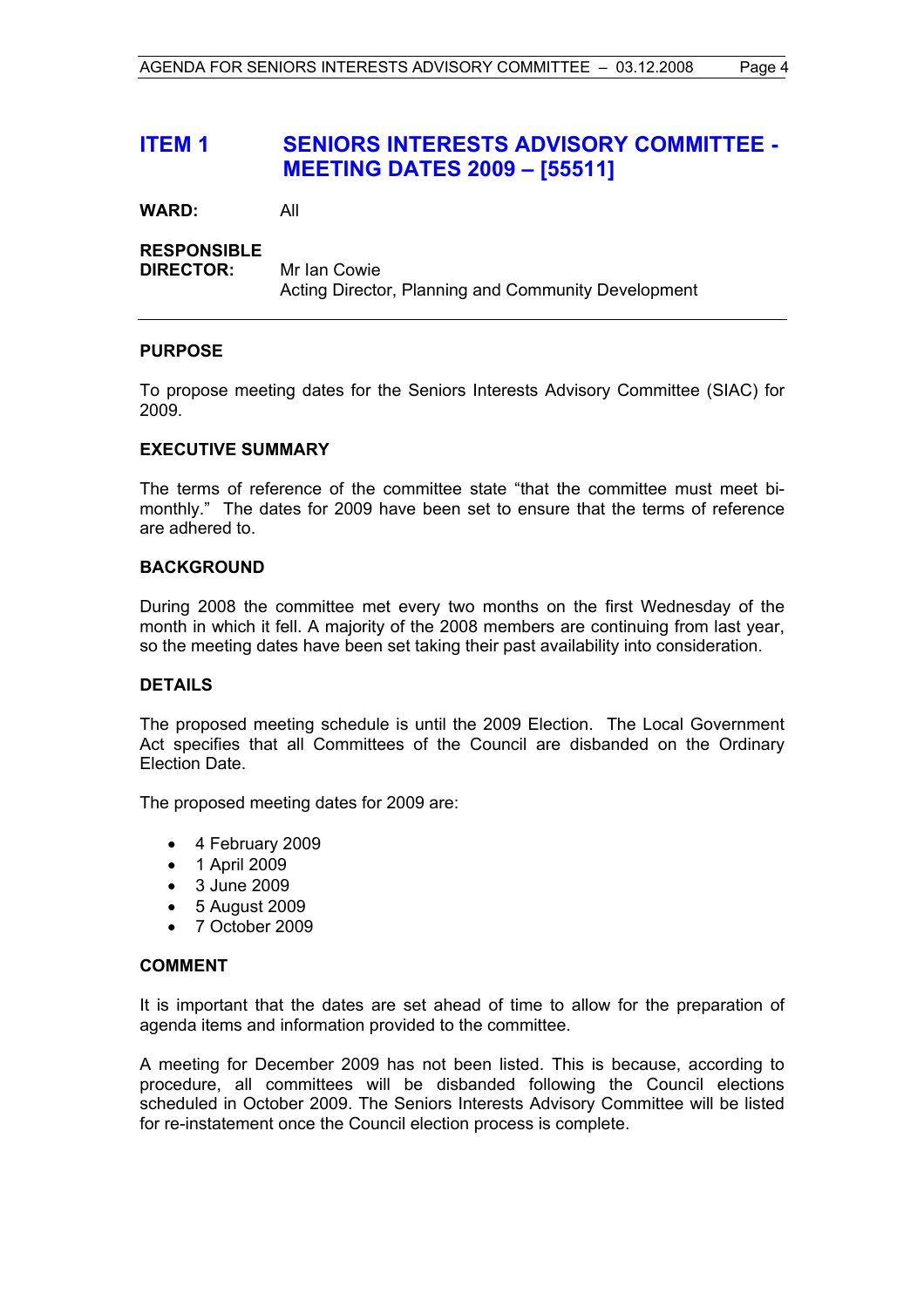# ITEM 1 SENIORS INTERESTS ADVISORY COMMITTEE - MEETING DATES 2009 – [55511]

**WARD:** All

**RESPONSIBLE DIRECTOR:** Mr Ian Cowie
Acting Director, Planning and Community Development

---

## PURPOSE

To propose meeting dates for the Seniors Interests Advisory Committee (SIAC) for 2009.

## EXECUTIVE SUMMARY

The terms of reference of the committee state "that the committee must meet bi-monthly." The dates for 2009 have been set to ensure that the terms of reference are adhered to.

## BACKGROUND

During 2008 the committee met every two months on the first Wednesday of the month in which it fell. A majority of the 2008 members are continuing from last year, so the meeting dates have been set taking their past availability into consideration.

## DETAILS

The proposed meeting schedule is until the 2009 Election. The Local Government Act specifies that all Committees of the Council are disbanded on the Ordinary Election Date.

The proposed meeting dates for 2009 are:

- 4 February 2009
- 1 April 2009
- 3 June 2009
- 5 August 2009
- 7 October 2009

## COMMENT

It is important that the dates are set ahead of time to allow for the preparation of agenda items and information provided to the committee.

A meeting for December 2009 has not been listed. This is because, according to procedure, all committees will be disbanded following the Council elections scheduled in October 2009. The Seniors Interests Advisory Committee will be listed for re-instatement once the Council election process is complete.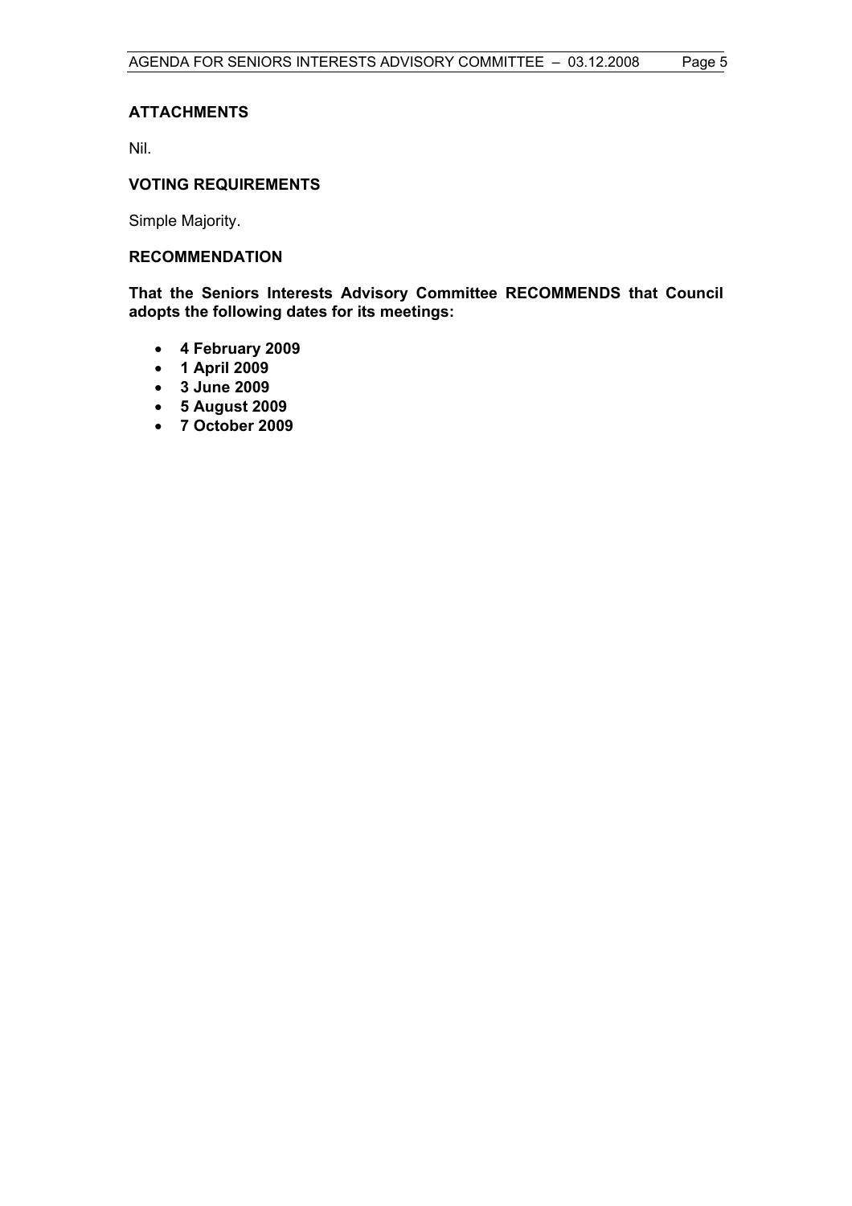## ATTACHMENTS

Nil.

## VOTING REQUIREMENTS

Simple Majority.

## RECOMMENDATION

**That the Seniors Interests Advisory Committee RECOMMENDS that Council adopts the following dates for its meetings:**

- **4 February 2009**
- **1 April 2009**
- **3 June 2009**
- **5 August 2009**
- **7 October 2009**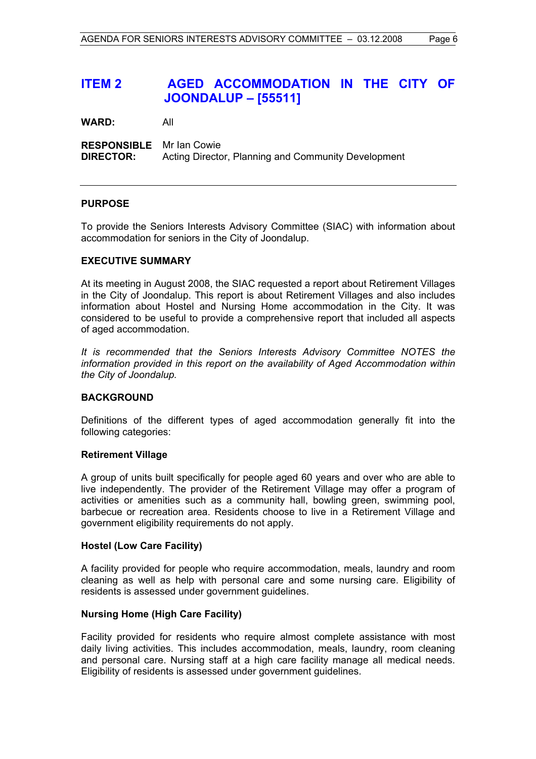# ITEM 2 AGED ACCOMMODATION IN THE CITY OF JOONDALUP – [55511]

**WARD:** All

**RESPONSIBLE DIRECTOR:** Mr Ian Cowie
Acting Director, Planning and Community Development

---

## PURPOSE

To provide the Seniors Interests Advisory Committee (SIAC) with information about accommodation for seniors in the City of Joondalup.

## EXECUTIVE SUMMARY

At its meeting in August 2008, the SIAC requested a report about Retirement Villages in the City of Joondalup. This report is about Retirement Villages and also includes information about Hostel and Nursing Home accommodation in the City. It was considered to be useful to provide a comprehensive report that included all aspects of aged accommodation.

*It is recommended that the Seniors Interests Advisory Committee NOTES the information provided in this report on the availability of Aged Accommodation within the City of Joondalup.*

## BACKGROUND

Definitions of the different types of aged accommodation generally fit into the following categories:

### Retirement Village

A group of units built specifically for people aged 60 years and over who are able to live independently. The provider of the Retirement Village may offer a program of activities or amenities such as a community hall, bowling green, swimming pool, barbecue or recreation area. Residents choose to live in a Retirement Village and government eligibility requirements do not apply.

### Hostel (Low Care Facility)

A facility provided for people who require accommodation, meals, laundry and room cleaning as well as help with personal care and some nursing care. Eligibility of residents is assessed under government guidelines.

### Nursing Home (High Care Facility)

Facility provided for residents who require almost complete assistance with most daily living activities. This includes accommodation, meals, laundry, room cleaning and personal care. Nursing staff at a high care facility manage all medical needs. Eligibility of residents is assessed under government guidelines.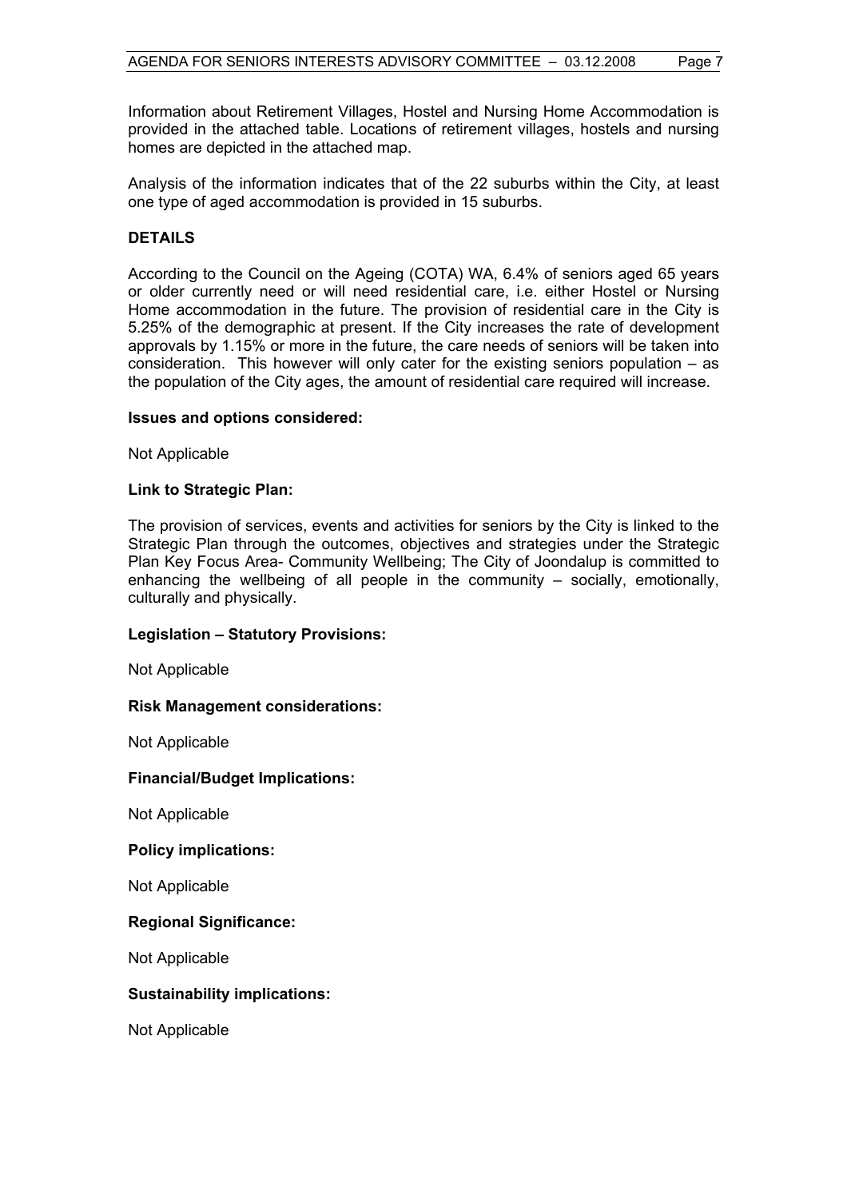Information about Retirement Villages, Hostel and Nursing Home Accommodation is provided in the attached table. Locations of retirement villages, hostels and nursing homes are depicted in the attached map.

Analysis of the information indicates that of the 22 suburbs within the City, at least one type of aged accommodation is provided in 15 suburbs.

**DETAILS**

According to the Council on the Ageing (COTA) WA, 6.4% of seniors aged 65 years or older currently need or will need residential care, i.e. either Hostel or Nursing Home accommodation in the future. The provision of residential care in the City is 5.25% of the demographic at present. If the City increases the rate of development approvals by 1.15% or more in the future, the care needs of seniors will be taken into consideration. This however will only cater for the existing seniors population – as the population of the City ages, the amount of residential care required will increase.

**Issues and options considered:**

Not Applicable

**Link to Strategic Plan:**

The provision of services, events and activities for seniors by the City is linked to the Strategic Plan through the outcomes, objectives and strategies under the Strategic Plan Key Focus Area- Community Wellbeing; The City of Joondalup is committed to enhancing the wellbeing of all people in the community – socially, emotionally, culturally and physically.

**Legislation – Statutory Provisions:**

Not Applicable

**Risk Management considerations:**

Not Applicable

**Financial/Budget Implications:**

Not Applicable

**Policy implications:**

Not Applicable

**Regional Significance:**

Not Applicable

**Sustainability implications:**

Not Applicable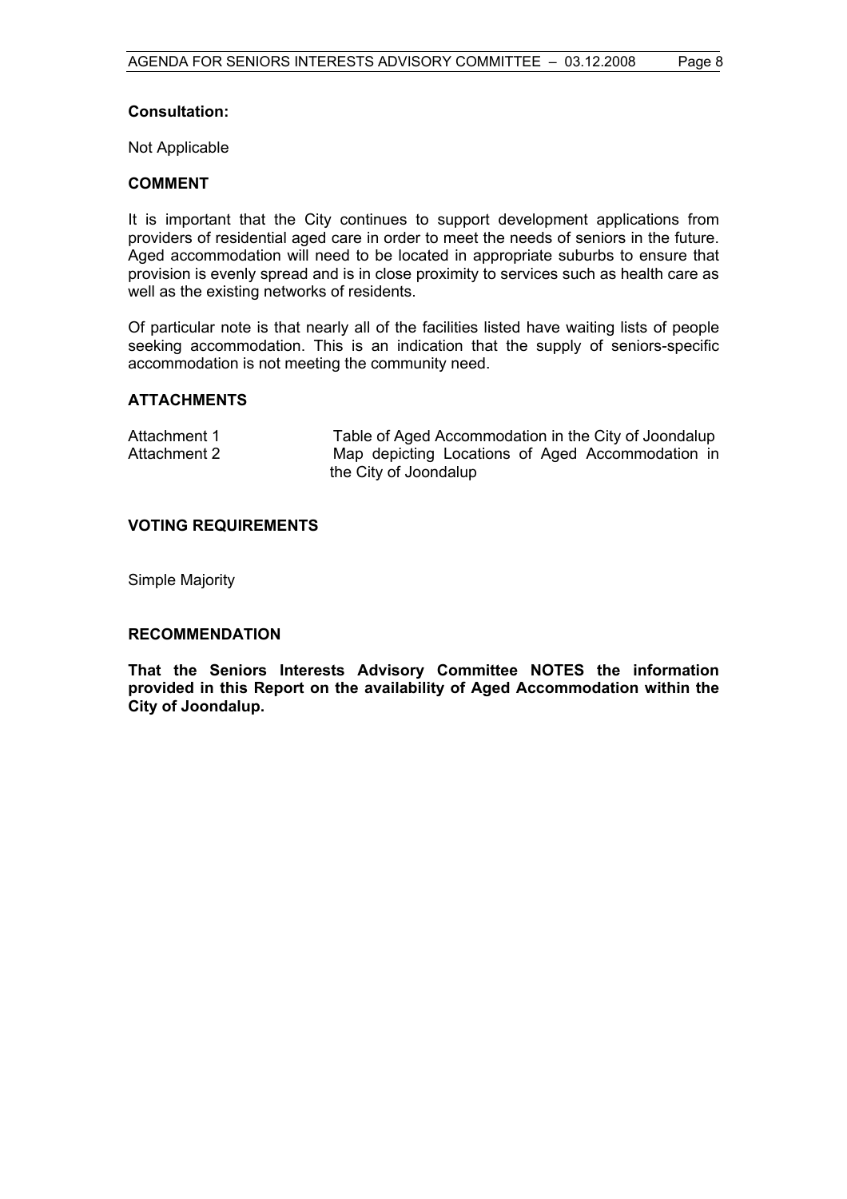**Consultation:**

Not Applicable

## COMMENT

It is important that the City continues to support development applications from providers of residential aged care in order to meet the needs of seniors in the future. Aged accommodation will need to be located in appropriate suburbs to ensure that provision is evenly spread and is in close proximity to services such as health care as well as the existing networks of residents.

Of particular note is that nearly all of the facilities listed have waiting lists of people seeking accommodation. This is an indication that the supply of seniors-specific accommodation is not meeting the community need.

## ATTACHMENTS

| | |
|---|---|
| Attachment 1 | Table of Aged Accommodation in the City of Joondalup |
| Attachment 2 | Map depicting Locations of Aged Accommodation in the City of Joondalup |

## VOTING REQUIREMENTS

Simple Majority

## RECOMMENDATION

**That the Seniors Interests Advisory Committee NOTES the information provided in this Report on the availability of Aged Accommodation within the City of Joondalup.**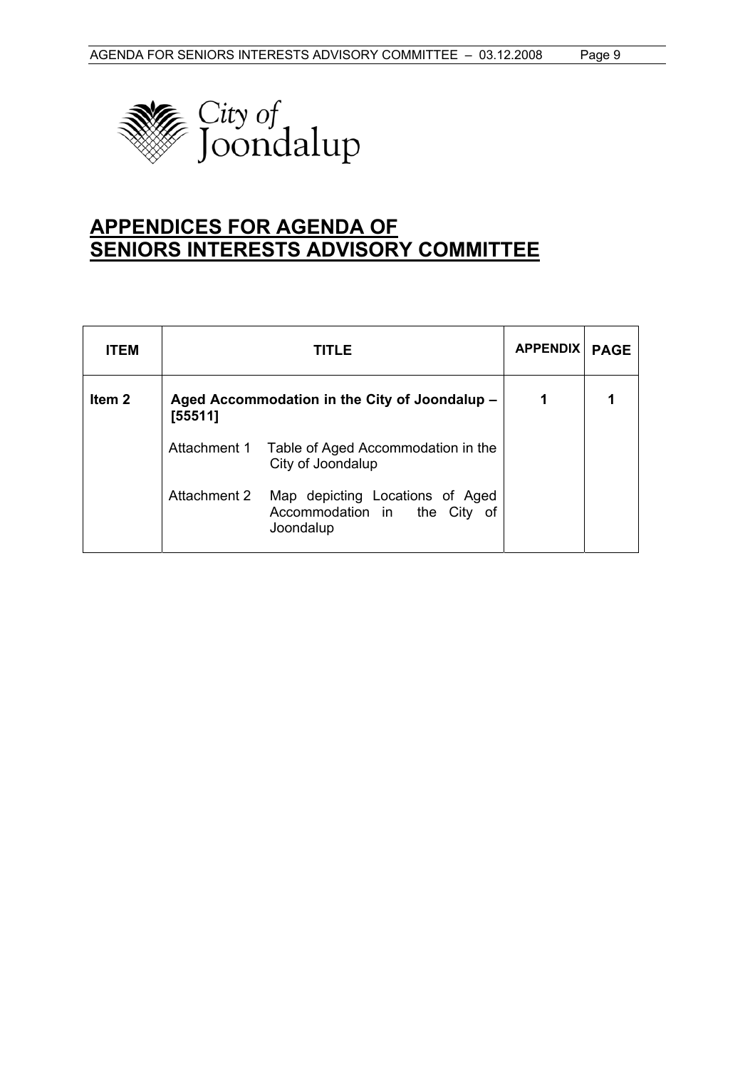City of Joondalup

# APPENDICES FOR AGENDA OF SENIORS INTERESTS ADVISORY COMMITTEE

| ITEM | TITLE | | APPENDIX | PAGE |
|---|---|---|---|---|
| Item 2 | **Aged Accommodation in the City of Joondalup – [55511]** | | 1 | 1 |
| | Attachment 1 | Table of Aged Accommodation in the City of Joondalup | | |
| | Attachment 2 | Map depicting Locations of Aged Accommodation in the City of Joondalup | | |